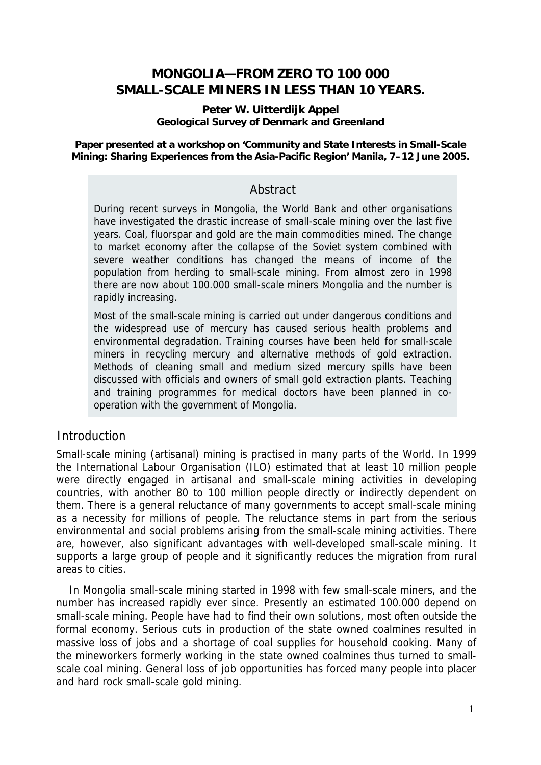# MONGOLIA—FROM ZERO TO 100 000 SMALL-SCALE MINERS IN LESS THAN 10 YEARS.

**Peter W. Uitterdijk Appel**
**Geological Survey of Denmark and Greenland**

**Paper presented at a workshop on 'Community and State Interests in Small-Scale Mining: Sharing Experiences from the Asia-Pacific Region' Manila, 7–12 June 2005.**

## Abstract

During recent surveys in Mongolia, the World Bank and other organisations have investigated the drastic increase of small-scale mining over the last five years. Coal, fluorspar and gold are the main commodities mined. The change to market economy after the collapse of the Soviet system combined with severe weather conditions has changed the means of income of the population from herding to small-scale mining. From almost zero in 1998 there are now about 100.000 small-scale miners Mongolia and the number is rapidly increasing.

Most of the small-scale mining is carried out under dangerous conditions and the widespread use of mercury has caused serious health problems and environmental degradation. Training courses have been held for small-scale miners in recycling mercury and alternative methods of gold extraction. Methods of cleaning small and medium sized mercury spills have been discussed with officials and owners of small gold extraction plants. Teaching and training programmes for medical doctors have been planned in co-operation with the government of Mongolia.

## Introduction

Small-scale mining (artisanal) mining is practised in many parts of the World. In 1999 the International Labour Organisation (ILO) estimated that at least 10 million people were directly engaged in artisanal and small-scale mining activities in developing countries, with another 80 to 100 million people directly or indirectly dependent on them. There is a general reluctance of many governments to accept small-scale mining as a necessity for millions of people. The reluctance stems in part from the serious environmental and social problems arising from the small-scale mining activities. There are, however, also significant advantages with well-developed small-scale mining. It supports a large group of people and it significantly reduces the migration from rural areas to cities.

In Mongolia small-scale mining started in 1998 with few small-scale miners, and the number has increased rapidly ever since. Presently an estimated 100.000 depend on small-scale mining. People have had to find their own solutions, most often outside the formal economy. Serious cuts in production of the state owned coalmines resulted in massive loss of jobs and a shortage of coal supplies for household cooking. Many of the mineworkers formerly working in the state owned coalmines thus turned to small-scale coal mining. General loss of job opportunities has forced many people into placer and hard rock small-scale gold mining.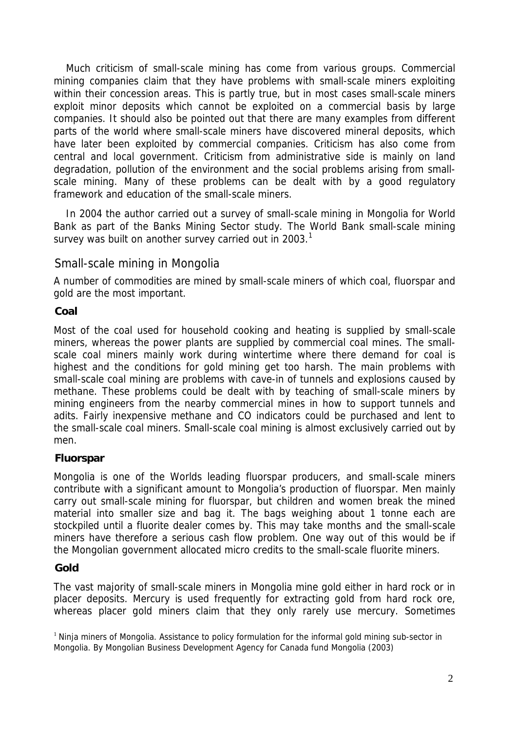Much criticism of small-scale mining has come from various groups. Commercial mining companies claim that they have problems with small-scale miners exploiting within their concession areas. This is partly true, but in most cases small-scale miners exploit minor deposits which cannot be exploited on a commercial basis by large companies. It should also be pointed out that there are many examples from different parts of the world where small-scale miners have discovered mineral deposits, which have later been exploited by commercial companies. Criticism has also come from central and local government. Criticism from administrative side is mainly on land degradation, pollution of the environment and the social problems arising from small-scale mining. Many of these problems can be dealt with by a good regulatory framework and education of the small-scale miners.

In 2004 the author carried out a survey of small-scale mining in Mongolia for World Bank as part of the Banks Mining Sector study. The World Bank small-scale mining survey was built on another survey carried out in 2003.[1]

## Small-scale mining in Mongolia

A number of commodities are mined by small-scale miners of which coal, fluorspar and gold are the most important.

### Coal

Most of the coal used for household cooking and heating is supplied by small-scale miners, whereas the power plants are supplied by commercial coal mines. The small-scale coal miners mainly work during wintertime where there demand for coal is highest and the conditions for gold mining get too harsh. The main problems with small-scale coal mining are problems with cave-in of tunnels and explosions caused by methane. These problems could be dealt with by teaching of small-scale miners by mining engineers from the nearby commercial mines in how to support tunnels and adits. Fairly inexpensive methane and CO indicators could be purchased and lent to the small-scale coal miners. Small-scale coal mining is almost exclusively carried out by men.

### Fluorspar

Mongolia is one of the Worlds leading fluorspar producers, and small-scale miners contribute with a significant amount to Mongolia's production of fluorspar. Men mainly carry out small-scale mining for fluorspar, but children and women break the mined material into smaller size and bag it. The bags weighing about 1 tonne each are stockpiled until a fluorite dealer comes by. This may take months and the small-scale miners have therefore a serious cash flow problem. One way out of this would be if the Mongolian government allocated micro credits to the small-scale fluorite miners.

### Gold

The vast majority of small-scale miners in Mongolia mine gold either in hard rock or in placer deposits. Mercury is used frequently for extracting gold from hard rock ore, whereas placer gold miners claim that they only rarely use mercury. Sometimes

[1] Ninja miners of Mongolia. Assistance to policy formulation for the informal gold mining sub-sector in Mongolia. By Mongolian Business Development Agency for Canada fund Mongolia (2003)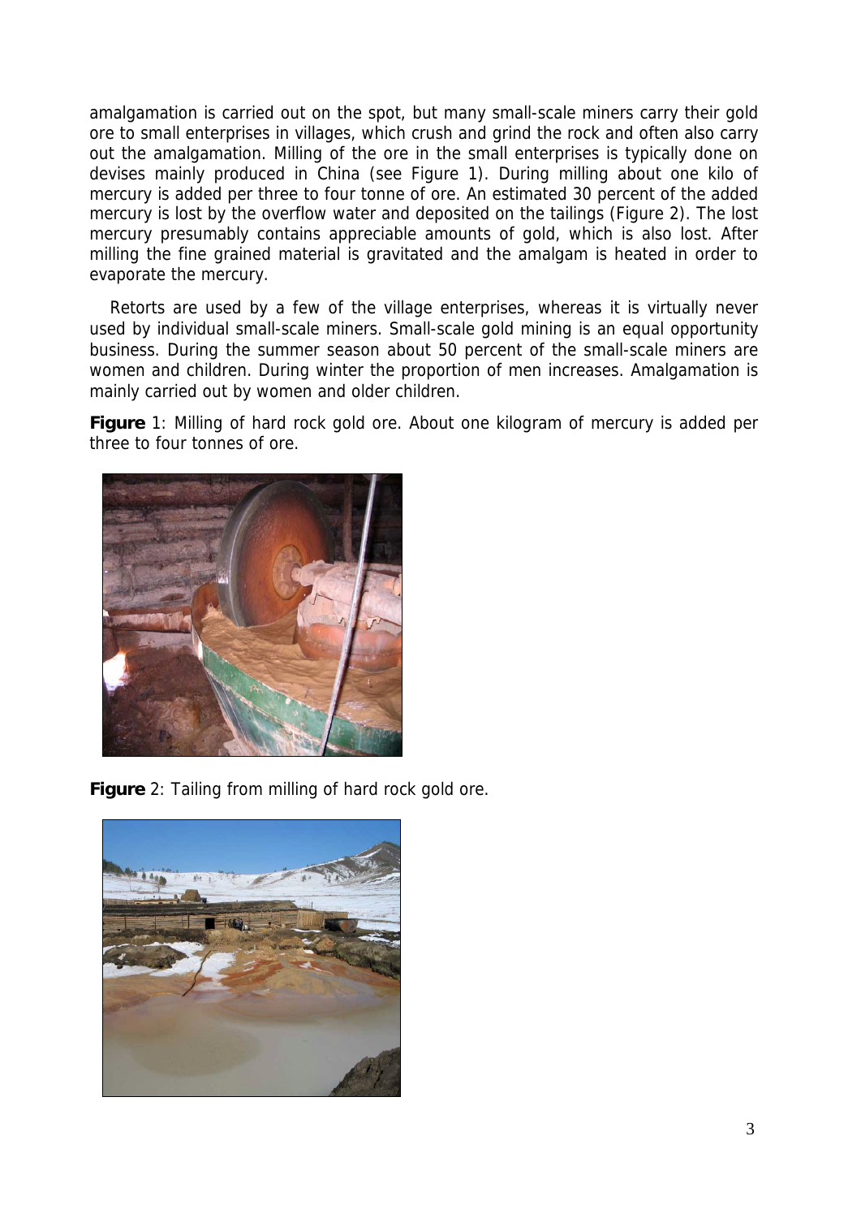amalgamation is carried out on the spot, but many small-scale miners carry their gold ore to small enterprises in villages, which crush and grind the rock and often also carry out the amalgamation. Milling of the ore in the small enterprises is typically done on devises mainly produced in China (see Figure 1). During milling about one kilo of mercury is added per three to four tonne of ore. An estimated 30 percent of the added mercury is lost by the overflow water and deposited on the tailings (Figure 2). The lost mercury presumably contains appreciable amounts of gold, which is also lost. After milling the fine grained material is gravitated and the amalgam is heated in order to evaporate the mercury.

Retorts are used by a few of the village enterprises, whereas it is virtually never used by individual small-scale miners. Small-scale gold mining is an equal opportunity business. During the summer season about 50 percent of the small-scale miners are women and children. During winter the proportion of men increases. Amalgamation is mainly carried out by women and older children.

**Figure** 1: Milling of hard rock gold ore. About one kilogram of mercury is added per three to four tonnes of ore.

**Figure** 2: Tailing from milling of hard rock gold ore.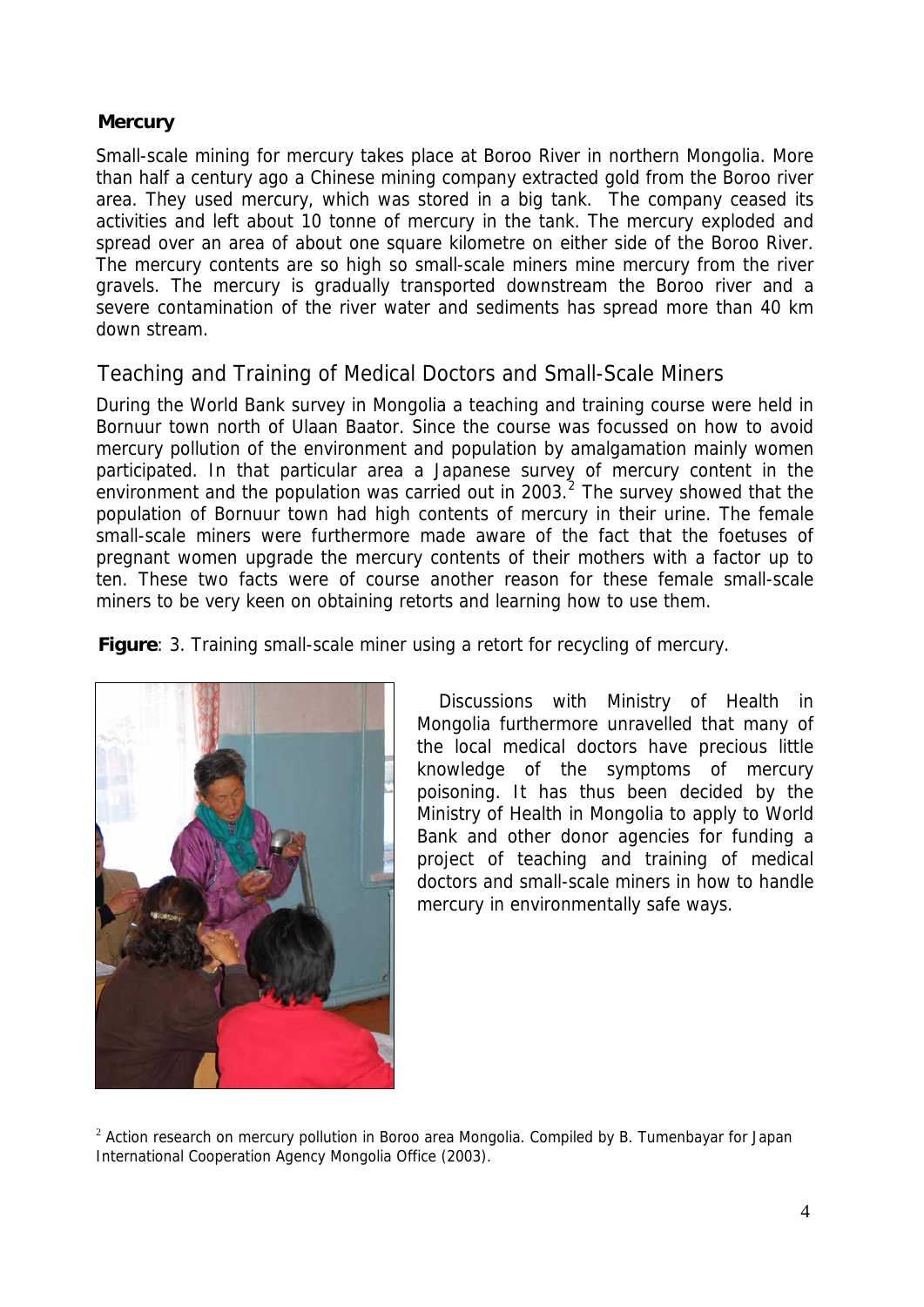### Mercury

Small-scale mining for mercury takes place at Boroo River in northern Mongolia. More than half a century ago a Chinese mining company extracted gold from the Boroo river area. They used mercury, which was stored in a big tank. The company ceased its activities and left about 10 tonne of mercury in the tank. The mercury exploded and spread over an area of about one square kilometre on either side of the Boroo River. The mercury contents are so high so small-scale miners mine mercury from the river gravels. The mercury is gradually transported downstream the Boroo river and a severe contamination of the river water and sediments has spread more than 40 km down stream.

## Teaching and Training of Medical Doctors and Small-Scale Miners

During the World Bank survey in Mongolia a teaching and training course were held in Bornuur town north of Ulaan Baator. Since the course was focussed on how to avoid mercury pollution of the environment and population by amalgamation mainly women participated. In that particular area a Japanese survey of mercury content in the environment and the population was carried out in 2003.[2] The survey showed that the population of Bornuur town had high contents of mercury in their urine. The female small-scale miners were furthermore made aware of the fact that the foetuses of pregnant women upgrade the mercury contents of their mothers with a factor up to ten. These two facts were of course another reason for these female small-scale miners to be very keen on obtaining retorts and learning how to use them.

**Figure**: 3. Training small-scale miner using a retort for recycling of mercury.

Discussions with Ministry of Health in Mongolia furthermore unravelled that many of the local medical doctors have precious little knowledge of the symptoms of mercury poisoning. It has thus been decided by the Ministry of Health in Mongolia to apply to World Bank and other donor agencies for funding a project of teaching and training of medical doctors and small-scale miners in how to handle mercury in environmentally safe ways.

[2] Action research on mercury pollution in Boroo area Mongolia. Compiled by B. Tumenbayar for Japan International Cooperation Agency Mongolia Office (2003).